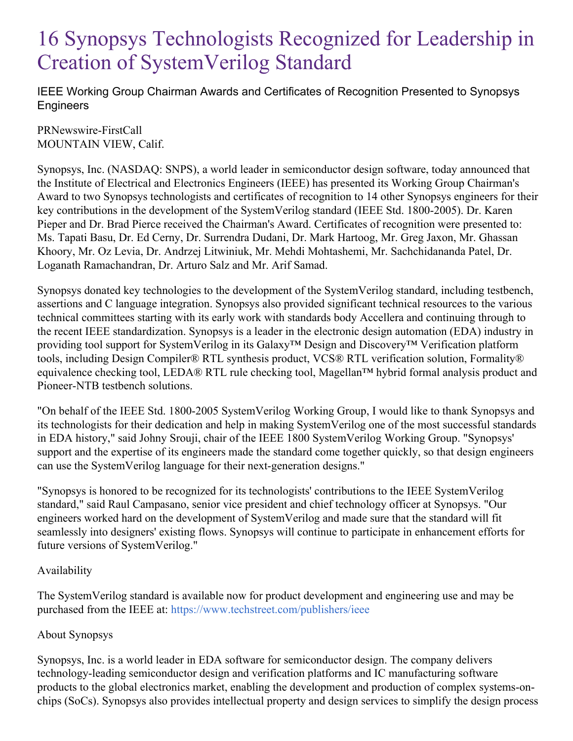# 16 Synopsys Technologists Recognized for Leadership in Creation of SystemVerilog Standard

IEEE Working Group Chairman Awards and Certificates of Recognition Presented to Synopsys Engineers

PRNewswire-FirstCall
MOUNTAIN VIEW, Calif.

Synopsys, Inc. (NASDAQ: SNPS), a world leader in semiconductor design software, today announced that the Institute of Electrical and Electronics Engineers (IEEE) has presented its Working Group Chairman's Award to two Synopsys technologists and certificates of recognition to 14 other Synopsys engineers for their key contributions in the development of the SystemVerilog standard (IEEE Std. 1800-2005). Dr. Karen Pieper and Dr. Brad Pierce received the Chairman's Award. Certificates of recognition were presented to: Ms. Tapati Basu, Dr. Ed Cerny, Dr. Surrendra Dudani, Dr. Mark Hartoog, Mr. Greg Jaxon, Mr. Ghassan Khoory, Mr. Oz Levia, Dr. Andrzej Litwiniuk, Mr. Mehdi Mohtashemi, Mr. Sachchidananda Patel, Dr. Loganath Ramachandran, Dr. Arturo Salz and Mr. Arif Samad.

Synopsys donated key technologies to the development of the SystemVerilog standard, including testbench, assertions and C language integration. Synopsys also provided significant technical resources to the various technical committees starting with its early work with standards body Accellera and continuing through to the recent IEEE standardization. Synopsys is a leader in the electronic design automation (EDA) industry in providing tool support for SystemVerilog in its Galaxy™ Design and Discovery™ Verification platform tools, including Design Compiler® RTL synthesis product, VCS® RTL verification solution, Formality® equivalence checking tool, LEDA® RTL rule checking tool, Magellan™ hybrid formal analysis product and Pioneer-NTB testbench solutions.

"On behalf of the IEEE Std. 1800-2005 SystemVerilog Working Group, I would like to thank Synopsys and its technologists for their dedication and help in making SystemVerilog one of the most successful standards in EDA history," said Johny Srouji, chair of the IEEE 1800 SystemVerilog Working Group. "Synopsys' support and the expertise of its engineers made the standard come together quickly, so that design engineers can use the SystemVerilog language for their next-generation designs."

"Synopsys is honored to be recognized for its technologists' contributions to the IEEE SystemVerilog standard," said Raul Campasano, senior vice president and chief technology officer at Synopsys. "Our engineers worked hard on the development of SystemVerilog and made sure that the standard will fit seamlessly into designers' existing flows. Synopsys will continue to participate in enhancement efforts for future versions of SystemVerilog."

Availability

The SystemVerilog standard is available now for product development and engineering use and may be purchased from the IEEE at: https://www.techstreet.com/publishers/ieee

About Synopsys

Synopsys, Inc. is a world leader in EDA software for semiconductor design. The company delivers technology-leading semiconductor design and verification platforms and IC manufacturing software products to the global electronics market, enabling the development and production of complex systems-on-chips (SoCs). Synopsys also provides intellectual property and design services to simplify the design process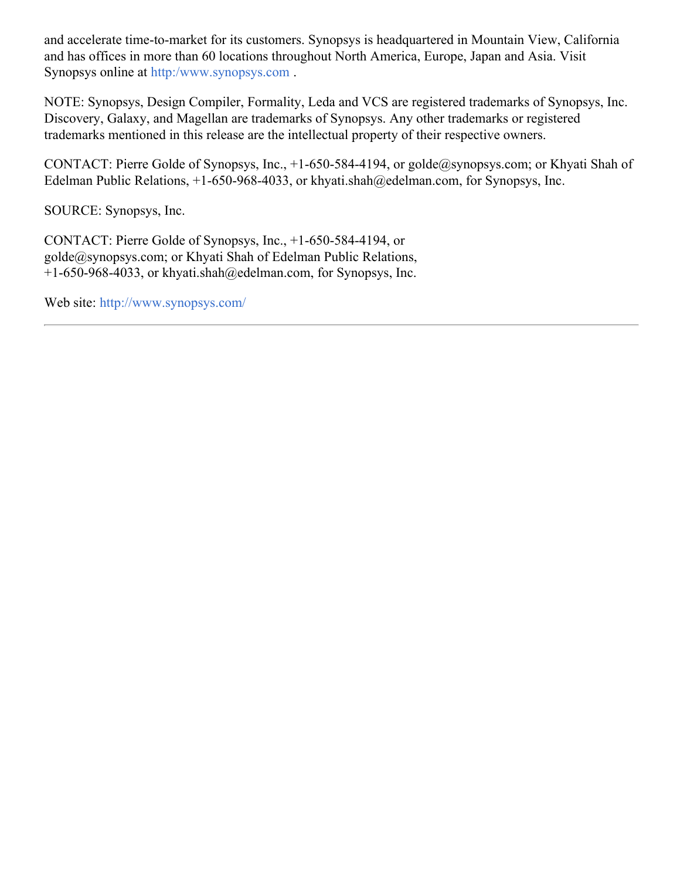and accelerate time-to-market for its customers. Synopsys is headquartered in Mountain View, California and has offices in more than 60 locations throughout North America, Europe, Japan and Asia. Visit Synopsys online at http:/www.synopsys.com .

NOTE: Synopsys, Design Compiler, Formality, Leda and VCS are registered trademarks of Synopsys, Inc. Discovery, Galaxy, and Magellan are trademarks of Synopsys. Any other trademarks or registered trademarks mentioned in this release are the intellectual property of their respective owners.

CONTACT: Pierre Golde of Synopsys, Inc., +1-650-584-4194, or golde@synopsys.com; or Khyati Shah of Edelman Public Relations, +1-650-968-4033, or khyati.shah@edelman.com, for Synopsys, Inc.

SOURCE: Synopsys, Inc.

CONTACT: Pierre Golde of Synopsys, Inc., +1-650-584-4194, or golde@synopsys.com; or Khyati Shah of Edelman Public Relations, +1-650-968-4033, or khyati.shah@edelman.com, for Synopsys, Inc.

Web site: http://www.synopsys.com/

---